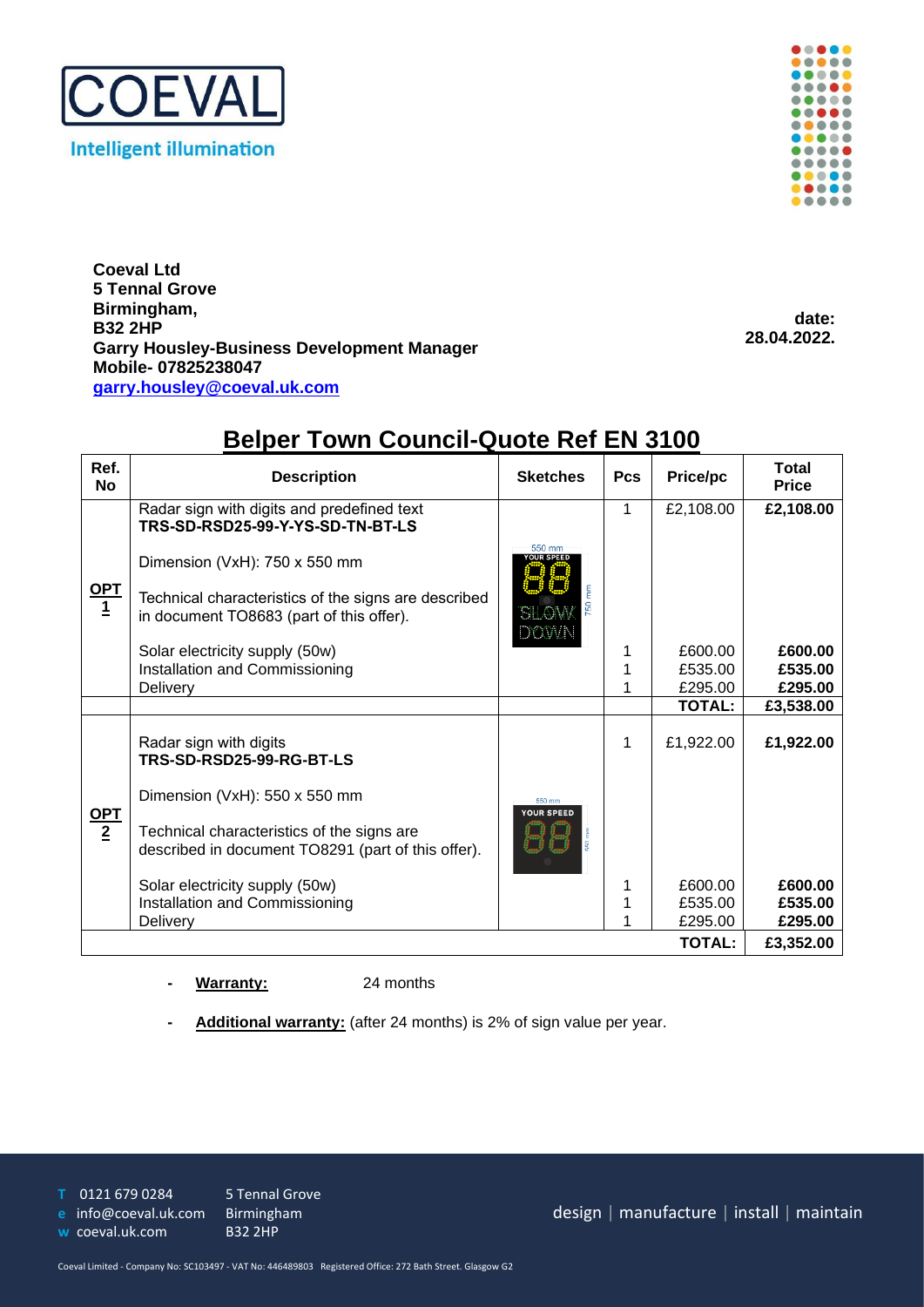COEVAL

Intelligent illumination

**Coeval Ltd**
**5 Tennal Grove**
**Birmingham,**
**B32 2HP**
**Garry Housley-Business Development Manager**
**Mobile- 07825238047**
**garry.housley@coeval.uk.com**

**date: 28.04.2022.**

# Belper Town Council-Quote Ref EN 3100

| Ref. No | Description | Sketches | Pcs | Price/pc | Total Price |
|---|---|---|---|---|---|
| **OPT 1** | Radar sign with digits and predefined text **TRS-SD-RSD25-99-Y-YS-SD-TN-BT-LS**<br><br>Dimension (VxH): 750 x 550 mm<br><br>Technical characteristics of the signs are described in document TO8683 (part of this offer). | 550 mm YOUR SPEED 88 SLOW DOWN 750 mm | 1 | £2,108.00 | **£2,108.00** |
| | Solar electricity supply (50w) | | 1 | £600.00 | **£600.00** |
| | Installation and Commissioning | | 1 | £535.00 | **£535.00** |
| | Delivery | | 1 | £295.00 | **£295.00** |
| | | | | **TOTAL:** | **£3,538.00** |
| **OPT 2** | Radar sign with digits **TRS-SD-RSD25-99-RG-BT-LS**<br><br>Dimension (VxH): 550 x 550 mm<br><br>Technical characteristics of the signs are described in document TO8291 (part of this offer). | 550 mm YOUR SPEED 88 550 mm | 1 | £1,922.00 | **£1,922.00** |
| | Solar electricity supply (50w) | | 1 | £600.00 | **£600.00** |
| | Installation and Commissioning | | 1 | £535.00 | **£535.00** |
| | Delivery | | 1 | £295.00 | **£295.00** |
| | | | | **TOTAL:** | **£3,352.00** |

- **Warranty:** 24 months
- **Additional warranty:** (after 24 months) is 2% of sign value per year.

T 0121 679 0284
e info@coeval.uk.com
w coeval.uk.com

5 Tennal Grove
Birmingham
B32 2HP

design | manufacture | install | maintain

Coeval Limited - Company No: SC103497 - VAT No: 446489803 Registered Office: 272 Bath Street. Glasgow G2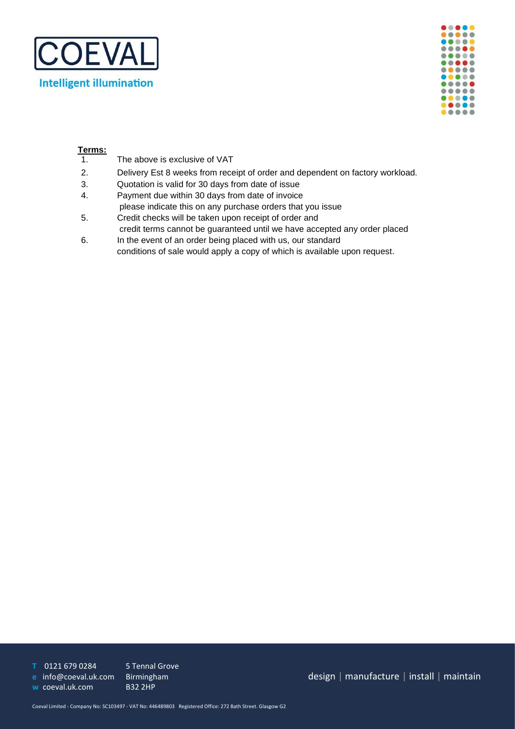# COEVAL

**Intelligent illumination**

**Terms:**

1. The above is exclusive of VAT
2. Delivery Est 8 weeks from receipt of order and dependent on factory workload.
3. Quotation is valid for 30 days from date of issue
4. Payment due within 30 days from date of invoice
   please indicate this on any purchase orders that you issue
5. Credit checks will be taken upon receipt of order and
   credit terms cannot be guaranteed until we have accepted any order placed
6. In the event of an order being placed with us, our standard
   conditions of sale would apply a copy of which is available upon request.

T 0121 679 0284
e info@coeval.uk.com
w coeval.uk.com

5 Tennal Grove
Birmingham
B32 2HP

design | manufacture | install | maintain

Coeval Limited - Company No: SC103497 - VAT No: 446489803 Registered Office: 272 Bath Street. Glasgow G2